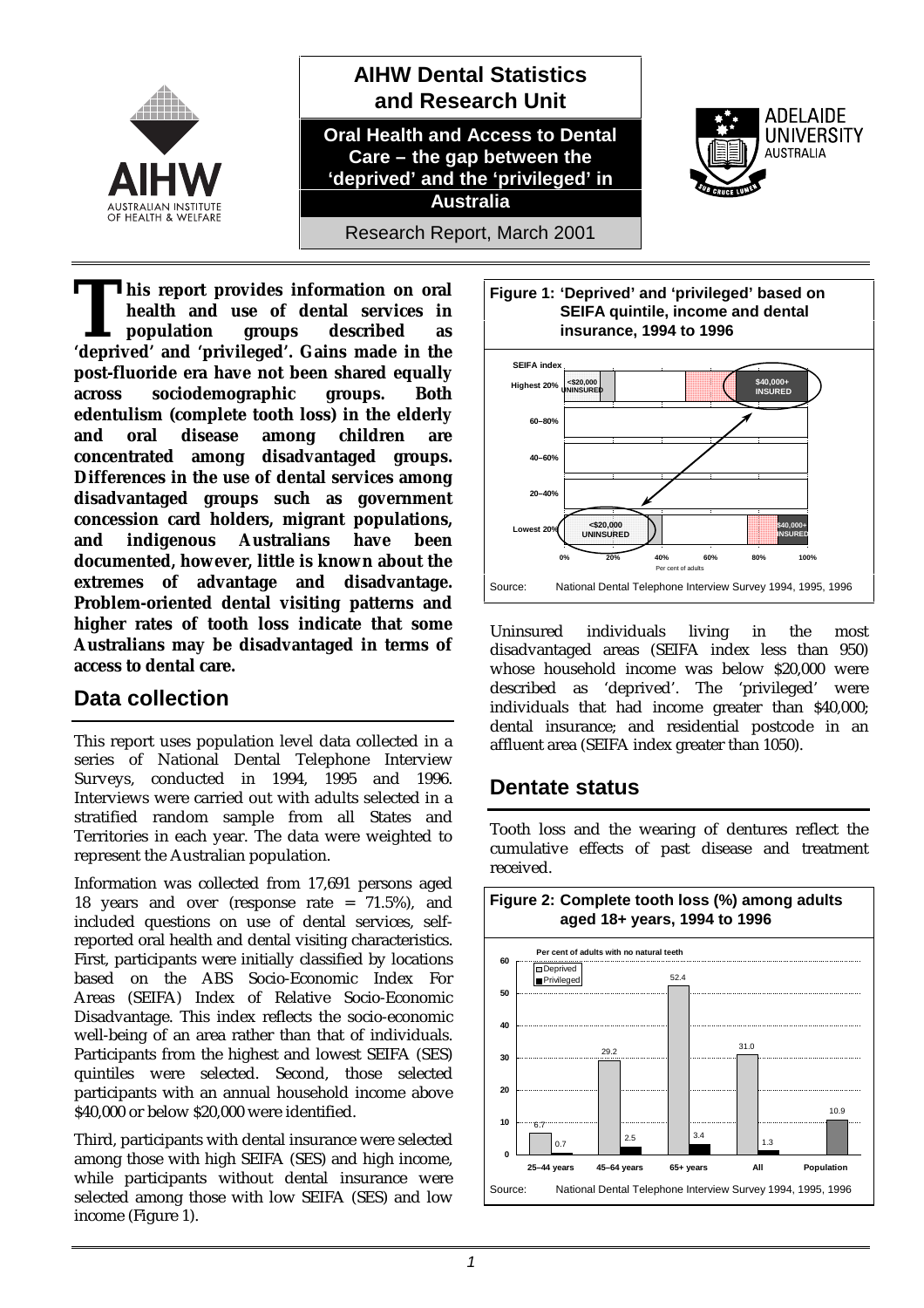# AIHW Dental Statistics and Research Unit

## Oral Health and Access to Dental Care – the gap between the 'deprived' and the 'privileged' in Australia

Research Report, March 2001

**This report provides information on oral health and use of dental services in population groups described as 'deprived' and 'privileged'. Gains made in the post-fluoride era have not been shared equally across sociodemographic groups. Both edentulism (complete tooth loss) in the elderly and oral disease among children are concentrated among disadvantaged groups. Differences in the use of dental services among disadvantaged groups such as government concession card holders, migrant populations, and indigenous Australians have been documented, however, little is known about the extremes of advantage and disadvantage. Problem-oriented dental visiting patterns and higher rates of tooth loss indicate that some Australians may be disadvantaged in terms of access to dental care.**

## Data collection

This report uses population level data collected in a series of National Dental Telephone Interview Surveys, conducted in 1994, 1995 and 1996. Interviews were carried out with adults selected in a stratified random sample from all States and Territories in each year. The data were weighted to represent the Australian population.

Information was collected from 17,691 persons aged 18 years and over (response rate = 71.5%), and included questions on use of dental services, self-reported oral health and dental visiting characteristics. First, participants were initially classified by locations based on the ABS Socio-Economic Index For Areas (SEIFA) Index of Relative Socio-Economic Disadvantage. This index reflects the socio-economic well-being of an area rather than that of individuals. Participants from the highest and lowest SEIFA (SES) quintiles were selected. Second, those selected participants with an annual household income above $40,000 or below $20,000 were identified.

Third, participants with dental insurance were selected among those with high SEIFA (SES) and high income, while participants without dental insurance were selected among those with low SEIFA (SES) and low income (Figure 1).

**Figure 1: 'Deprived' and 'privileged' based on SEIFA quintile, income and dental insurance, 1994 to 1996**

SEIFA index
Highest 20%
60–80%
40–60%
20–40%
Lowest 20%
<$20,000 UNINSURED
$40,000+ INSURED
0% 20% 40% 60% 80% 100%
Per cent of adults

Source: National Dental Telephone Interview Survey 1994, 1995, 1996

Uninsured individuals living in the most disadvantaged areas (SEIFA index less than 950) whose household income was below $20,000 were described as 'deprived'. The 'privileged' were individuals that had income greater than $40,000; dental insurance; and residential postcode in an affluent area (SEIFA index greater than 1050).

## Dentate status

Tooth loss and the wearing of dentures reflect the cumulative effects of past disease and treatment received.

**Figure 2: Complete tooth loss (%) among adults aged 18+ years, 1994 to 1996**

Per cent of adults with no natural teeth
Deprived
Privileged
25–44 years: 6.7, 0.7
45–64 years: 29.2, 2.5
65+ years: 52.4, 3.4
All: 31.0, 1.3
Population: 10.9

Source: National Dental Telephone Interview Survey 1994, 1995, 1996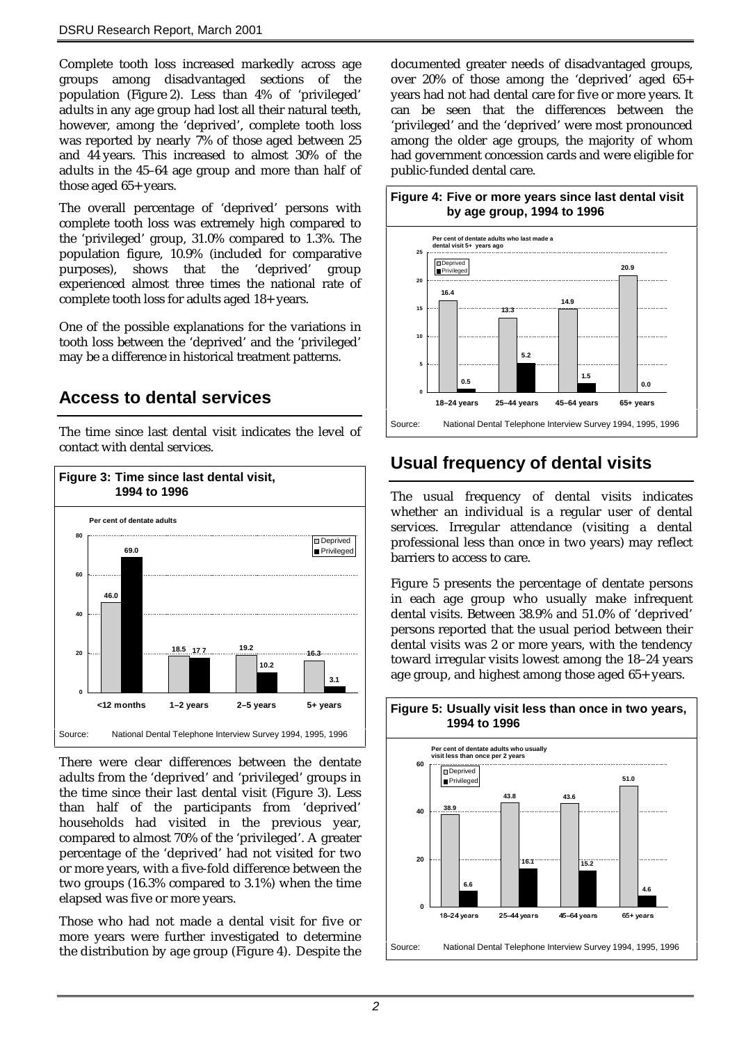Complete tooth loss increased markedly across age groups among disadvantaged sections of the population (Figure 2). Less than 4% of 'privileged' adults in any age group had lost all their natural teeth, however, among the 'deprived', complete tooth loss was reported by nearly 7% of those aged between 25 and 44 years. This increased to almost 30% of the adults in the 45–64 age group and more than half of those aged 65+ years.

The overall percentage of 'deprived' persons with complete tooth loss was extremely high compared to the 'privileged' group, 31.0% compared to 1.3%. The population figure, 10.9% (included for comparative purposes), shows that the 'deprived' group experienced almost three times the national rate of complete tooth loss for adults aged 18+ years.

One of the possible explanations for the variations in tooth loss between the 'deprived' and the 'privileged' may be a difference in historical treatment patterns.

## Access to dental services

The time since last dental visit indicates the level of contact with dental services.

**Figure 3: Time since last dental visit, 1994 to 1996**

Per cent of dentate adults

Deprived
Privileged

<12 months: 46.0, 69.0
1–2 years: 18.5, 17.7
2–5 years: 19.2, 10.2
5+ years: 16.3, 3.1

Source: National Dental Telephone Interview Survey 1994, 1995, 1996

There were clear differences between the dentate adults from the 'deprived' and 'privileged' groups in the time since their last dental visit (Figure 3). Less than half of the participants from 'deprived' households had visited in the previous year, compared to almost 70% of the 'privileged'. A greater percentage of the 'deprived' had not visited for two or more years, with a five-fold difference between the two groups (16.3% compared to 3.1%) when the time elapsed was five or more years.

Those who had not made a dental visit for five or more years were further investigated to determine the distribution by age group (Figure 4). Despite the documented greater needs of disadvantaged groups, over 20% of those among the 'deprived' aged 65+ years had not had dental care for five or more years. It can be seen that the differences between the 'privileged' and the 'deprived' were most pronounced among the older age groups, the majority of whom had government concession cards and were eligible for public-funded dental care.

**Figure 4: Five or more years since last dental visit by age group, 1994 to 1996**

Per cent of dentate adults who last made a dental visit 5+ years ago

Deprived
Privileged

18–24 years: 16.4, 0.5
25–44 years: 13.3, 5.2
45–64 years: 14.9, 1.5
65+ years: 20.9, 0.0

Source: National Dental Telephone Interview Survey 1994, 1995, 1996

## Usual frequency of dental visits

The usual frequency of dental visits indicates whether an individual is a regular user of dental services. Irregular attendance (visiting a dental professional less than once in two years) may reflect barriers to access to care.

Figure 5 presents the percentage of dentate persons in each age group who usually make infrequent dental visits. Between 38.9% and 51.0% of 'deprived' persons reported that the usual period between their dental visits was 2 or more years, with the tendency toward irregular visits lowest among the 18–24 years age group, and highest among those aged 65+ years.

**Figure 5: Usually visit less than once in two years, 1994 to 1996**

Per cent of dentate adults who usually visit less than once per 2 years

Deprived
Privileged

18–24 years: 38.9, 6.6
25–44 years: 43.8, 16.1
45–64 years: 43.6, 15.2
65+ years: 51.0, 4.6

Source: National Dental Telephone Interview Survey 1994, 1995, 1996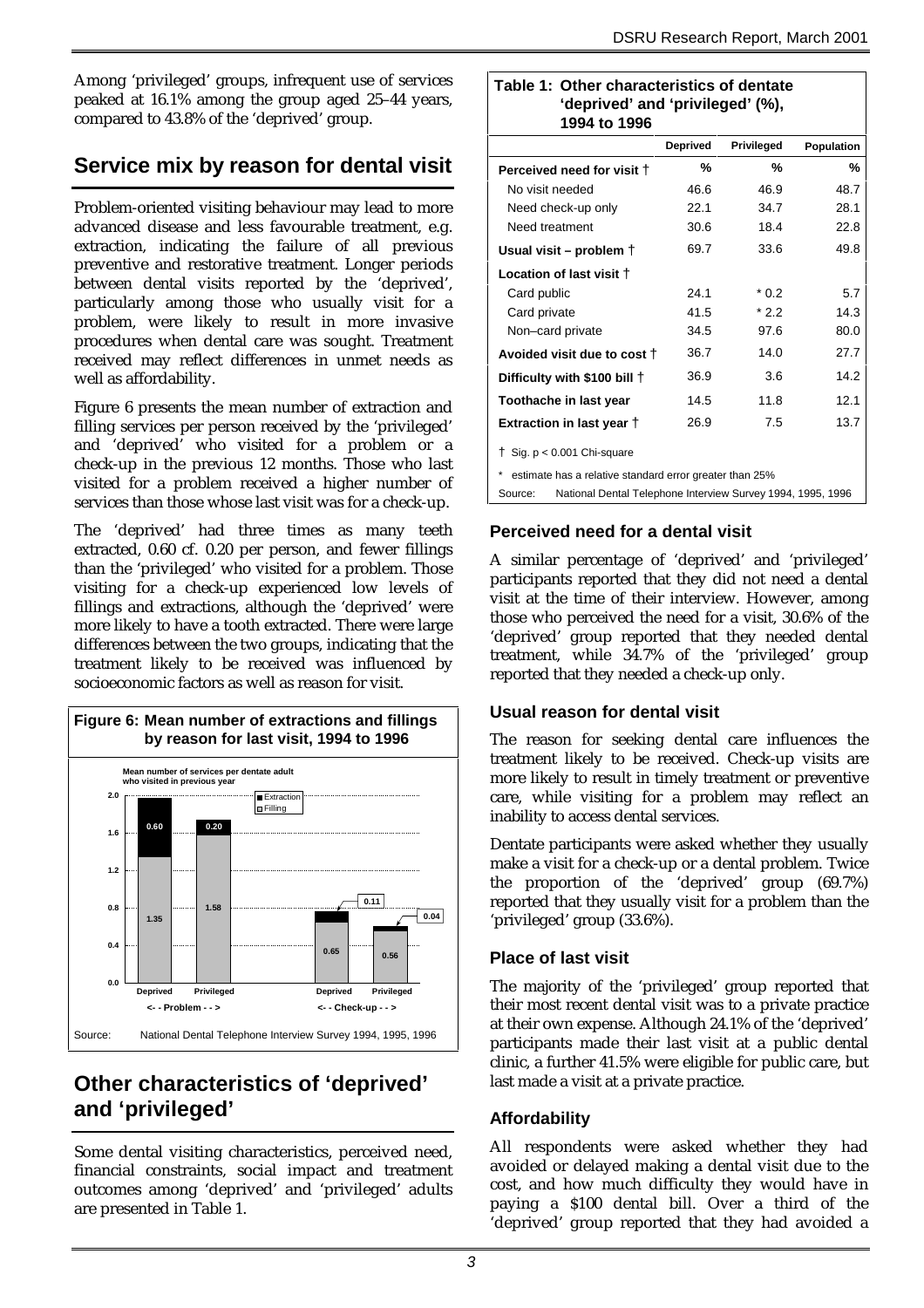Among 'privileged' groups, infrequent use of services peaked at 16.1% among the group aged 25–44 years, compared to 43.8% of the 'deprived' group.

## Service mix by reason for dental visit

Problem-oriented visiting behaviour may lead to more advanced disease and less favourable treatment, e.g. extraction, indicating the failure of all previous preventive and restorative treatment. Longer periods between dental visits reported by the 'deprived', particularly among those who usually visit for a problem, were likely to result in more invasive procedures when dental care was sought. Treatment received may reflect differences in unmet needs as well as affordability.

Figure 6 presents the mean number of extraction and filling services per person received by the 'privileged' and 'deprived' who visited for a problem or a check-up in the previous 12 months. Those who last visited for a problem received a higher number of services than those whose last visit was for a check-up.

The 'deprived' had three times as many teeth extracted, 0.60 cf. 0.20 per person, and fewer fillings than the 'privileged' who visited for a problem. Those visiting for a check-up experienced low levels of fillings and extractions, although the 'deprived' were more likely to have a tooth extracted. There were large differences between the two groups, indicating that the treatment likely to be received was influenced by socioeconomic factors as well as reason for visit.

**Figure 6: Mean number of extractions and fillings by reason for last visit, 1994 to 1996**

Mean number of services per dentate adult who visited in previous year

Extraction
Filling

0.60
1.35
0.20
1.58
0.11
0.65
0.04
0.56

Deprived
Privileged
Deprived
Privileged

<- - Problem - ->
<- - Check-up - ->

Source: National Dental Telephone Interview Survey 1994, 1995, 1996

## Other characteristics of 'deprived' and 'privileged'

Some dental visiting characteristics, perceived need, financial constraints, social impact and treatment outcomes among 'deprived' and 'privileged' adults are presented in Table 1.

**Table 1: Other characteristics of dentate 'deprived' and 'privileged' (%), 1994 to 1996**

| | Deprived | Privileged | Population |
|---|---|---|---|
| **Perceived need for visit** † | % | % | % |
| No visit needed | 46.6 | 46.9 | 48.7 |
| Need check-up only | 22.1 | 34.7 | 28.1 |
| Need treatment | 30.6 | 18.4 | 22.8 |
| **Usual visit – problem** † | 69.7 | 33.6 | 49.8 |
| **Location of last visit** † | | | |
| Card public | 24.1 | * 0.2 | 5.7 |
| Card private | 41.5 | * 2.2 | 14.3 |
| Non–card private | 34.5 | 97.6 | 80.0 |
| **Avoided visit due to cost** † | 36.7 | 14.0 | 27.7 |
| **Difficulty with $100 bill** † | 36.9 | 3.6 | 14.2 |
| **Toothache in last year** | 14.5 | 11.8 | 12.1 |
| **Extraction in last year** † | 26.9 | 7.5 | 13.7 |

† Sig. $p < 0.001$ Chi-square

\* estimate has a relative standard error greater than 25%

Source: National Dental Telephone Interview Survey 1994, 1995, 1996

### Perceived need for a dental visit

A similar percentage of 'deprived' and 'privileged' participants reported that they did not need a dental visit at the time of their interview. However, among those who perceived the need for a visit, 30.6% of the 'deprived' group reported that they needed dental treatment, while 34.7% of the 'privileged' group reported that they needed a check-up only.

### Usual reason for dental visit

The reason for seeking dental care influences the treatment likely to be received. Check-up visits are more likely to result in timely treatment or preventive care, while visiting for a problem may reflect an inability to access dental services.

Dentate participants were asked whether they usually make a visit for a check-up or a dental problem. Twice the proportion of the 'deprived' group (69.7%) reported that they usually visit for a problem than the 'privileged' group (33.6%).

### Place of last visit

The majority of the 'privileged' group reported that their most recent dental visit was to a private practice at their own expense. Although 24.1% of the 'deprived' participants made their last visit at a public dental clinic, a further 41.5% were eligible for public care, but last made a visit at a private practice.

### Affordability

All respondents were asked whether they had avoided or delayed making a dental visit due to the cost, and how much difficulty they would have in paying a $100 dental bill. Over a third of the 'deprived' group reported that they had avoided a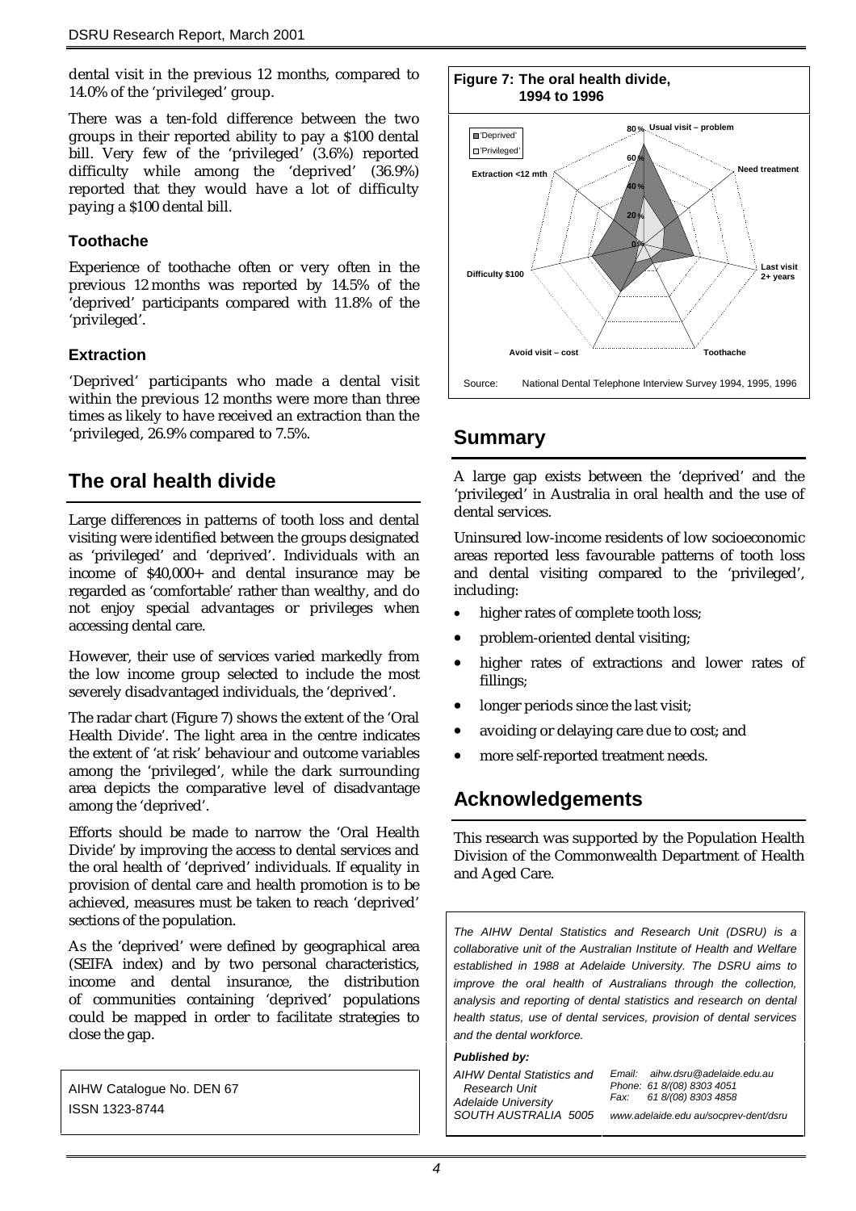dental visit in the previous 12 months, compared to 14.0% of the 'privileged' group.

There was a ten-fold difference between the two groups in their reported ability to pay a $100 dental bill. Very few of the 'privileged' (3.6%) reported difficulty while among the 'deprived' (36.9%) reported that they would have a lot of difficulty paying a $100 dental bill.

### Toothache

Experience of toothache often or very often in the previous 12 months was reported by 14.5% of the 'deprived' participants compared with 11.8% of the 'privileged'.

### Extraction

'Deprived' participants who made a dental visit within the previous 12 months were more than three times as likely to have received an extraction than the 'privileged, 26.9% compared to 7.5%.

## The oral health divide

Large differences in patterns of tooth loss and dental visiting were identified between the groups designated as 'privileged' and 'deprived'. Individuals with an income of $40,000+ and dental insurance may be regarded as 'comfortable' rather than wealthy, and do not enjoy special advantages or privileges when accessing dental care.

However, their use of services varied markedly from the low income group selected to include the most severely disadvantaged individuals, the 'deprived'.

The radar chart (Figure 7) shows the extent of the 'Oral Health Divide'. The light area in the centre indicates the extent of 'at risk' behaviour and outcome variables among the 'privileged', while the dark surrounding area depicts the comparative level of disadvantage among the 'deprived'.

Efforts should be made to narrow the 'Oral Health Divide' by improving the access to dental services and the oral health of 'deprived' individuals. If equality in provision of dental care and health promotion is to be achieved, measures must be taken to reach 'deprived' sections of the population.

As the 'deprived' were defined by geographical area (SEIFA index) and by two personal characteristics, income and dental insurance, the distribution of communities containing 'deprived' populations could be mapped in order to facilitate strategies to close the gap.

AIHW Catalogue No. DEN 67
ISSN 1323-8744

**Figure 7: The oral health divide, 1994 to 1996**

'Deprived'
'Privileged'
80 %
60 %
40 %
20 %
0 %
Usual visit – problem
Need treatment
Last visit 2+ years
Toothache
Avoid visit – cost
Difficulty $100
Extraction <12 mth

Source: National Dental Telephone Interview Survey 1994, 1995, 1996

## Summary

A large gap exists between the 'deprived' and the 'privileged' in Australia in oral health and the use of dental services.

Uninsured low-income residents of low socioeconomic areas reported less favourable patterns of tooth loss and dental visiting compared to the 'privileged', including:

- higher rates of complete tooth loss;
- problem-oriented dental visiting;
- higher rates of extractions and lower rates of fillings;
- longer periods since the last visit;
- avoiding or delaying care due to cost; and
- more self-reported treatment needs.

## Acknowledgements

This research was supported by the Population Health Division of the Commonwealth Department of Health and Aged Care.

*The AIHW Dental Statistics and Research Unit (DSRU) is a collaborative unit of the Australian Institute of Health and Welfare established in 1988 at Adelaide University. The DSRU aims to improve the oral health of Australians through the collection, analysis and reporting of dental statistics and research on dental health status, use of dental services, provision of dental services and the dental workforce.*

***Published by:***

*AIHW Dental Statistics and Research Unit*
*Adelaide University*
*SOUTH AUSTRALIA 5005*

*Email: aihw.dsru@adelaide.edu.au*
*Phone: 61 8/(08) 8303 4051*
*Fax: 61 8/(08) 8303 4858*
*www.adelaide.edu au/socprev-dent/dsru*